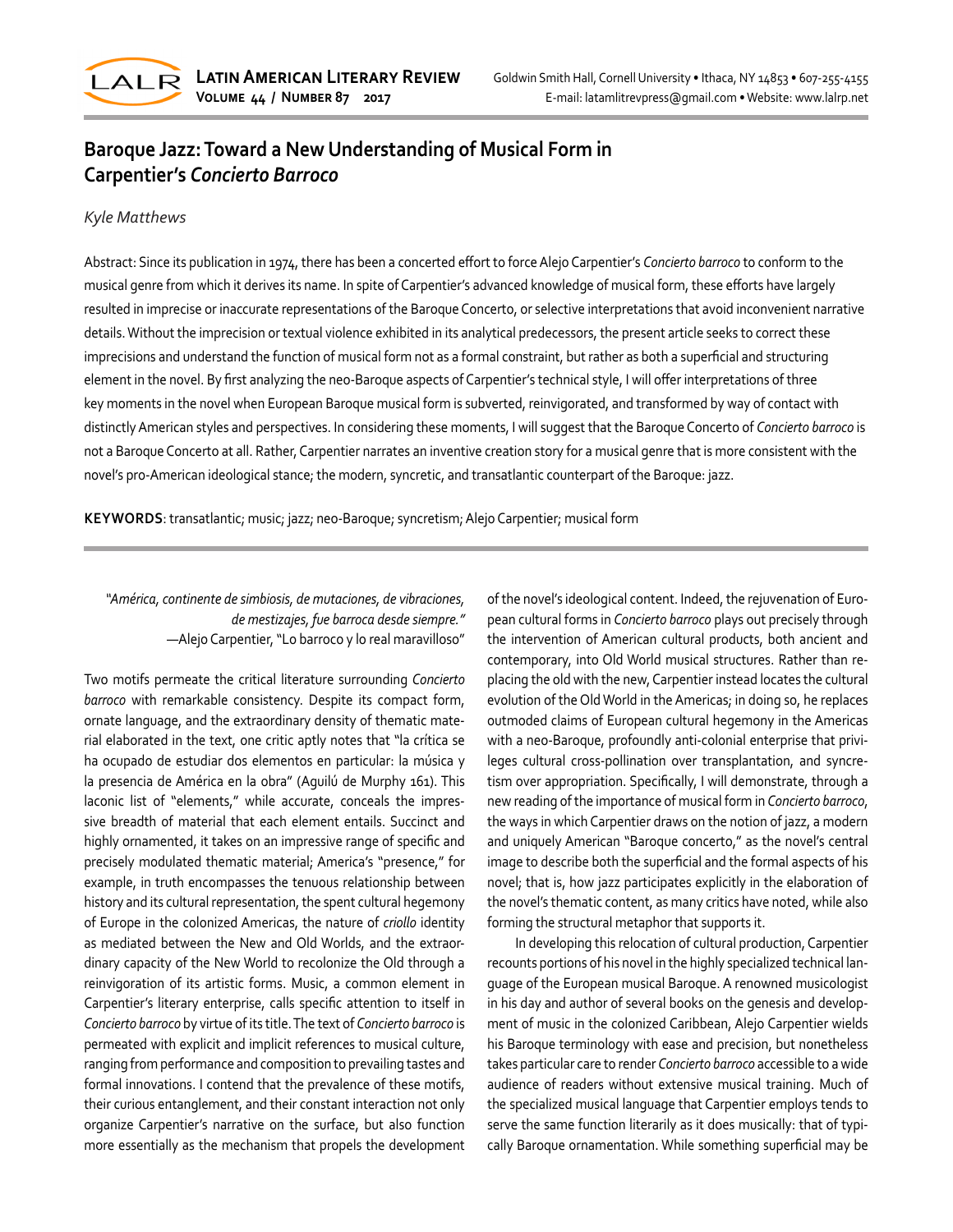# Baroque Jazz: Toward a New Understanding of Musical Form in Carpentier's *Concierto Barroco*

*Kyle Matthews*

Abstract: Since its publication in 1974, there has been a concerted effort to force Alejo Carpentier's *Concierto barroco* to conform to the musical genre from which it derives its name. In spite of Carpentier's advanced knowledge of musical form, these efforts have largely resulted in imprecise or inaccurate representations of the Baroque Concerto, or selective interpretations that avoid inconvenient narrative details. Without the imprecision or textual violence exhibited in its analytical predecessors, the present article seeks to correct these imprecisions and understand the function of musical form not as a formal constraint, but rather as both a superficial and structuring element in the novel. By first analyzing the neo-Baroque aspects of Carpentier's technical style, I will offer interpretations of three key moments in the novel when European Baroque musical form is subverted, reinvigorated, and transformed by way of contact with distinctly American styles and perspectives. In considering these moments, I will suggest that the Baroque Concerto of *Concierto barroco* is not a Baroque Concerto at all. Rather, Carpentier narrates an inventive creation story for a musical genre that is more consistent with the novel's pro-American ideological stance; the modern, syncretic, and transatlantic counterpart of the Baroque: jazz.

**KEYWORDS**: transatlantic; music; jazz; neo-Baroque; syncretism; Alejo Carpentier; musical form

> *"América, continente de simbiosis, de mutaciones, de vibraciones, de mestizajes, fue barroca desde siempre."*
> —Alejo Carpentier, "Lo barroco y lo real maravilloso"

Two motifs permeate the critical literature surrounding *Concierto barroco* with remarkable consistency. Despite its compact form, ornate language, and the extraordinary density of thematic material elaborated in the text, one critic aptly notes that "la crítica se ha ocupado de estudiar dos elementos en particular: la música y la presencia de América en la obra" (Aguilú de Murphy 161). This laconic list of "elements," while accurate, conceals the impressive breadth of material that each element entails. Succinct and highly ornamented, it takes on an impressive range of specific and precisely modulated thematic material; America's "presence," for example, in truth encompasses the tenuous relationship between history and its cultural representation, the spent cultural hegemony of Europe in the colonized Americas, the nature of *criollo* identity as mediated between the New and Old Worlds, and the extraordinary capacity of the New World to recolonize the Old through a reinvigoration of its artistic forms. Music, a common element in Carpentier's literary enterprise, calls specific attention to itself in *Concierto barroco* by virtue of its title. The text of *Concierto barroco* is permeated with explicit and implicit references to musical culture, ranging from performance and composition to prevailing tastes and formal innovations. I contend that the prevalence of these motifs, their curious entanglement, and their constant interaction not only organize Carpentier's narrative on the surface, but also function more essentially as the mechanism that propels the development of the novel's ideological content. Indeed, the rejuvenation of European cultural forms in *Concierto barroco* plays out precisely through the intervention of American cultural products, both ancient and contemporary, into Old World musical structures. Rather than replacing the old with the new, Carpentier instead locates the cultural evolution of the Old World in the Americas; in doing so, he replaces outmoded claims of European cultural hegemony in the Americas with a neo-Baroque, profoundly anti-colonial enterprise that privileges cultural cross-pollination over transplantation, and syncretism over appropriation. Specifically, I will demonstrate, through a new reading of the importance of musical form in *Concierto barroco*, the ways in which Carpentier draws on the notion of jazz, a modern and uniquely American "Baroque concerto," as the novel's central image to describe both the superficial and the formal aspects of his novel; that is, how jazz participates explicitly in the elaboration of the novel's thematic content, as many critics have noted, while also forming the structural metaphor that supports it.

In developing this relocation of cultural production, Carpentier recounts portions of his novel in the highly specialized technical language of the European musical Baroque. A renowned musicologist in his day and author of several books on the genesis and development of music in the colonized Caribbean, Alejo Carpentier wields his Baroque terminology with ease and precision, but nonetheless takes particular care to render *Concierto barroco* accessible to a wide audience of readers without extensive musical training. Much of the specialized musical language that Carpentier employs tends to serve the same function literarily as it does musically: that of typically Baroque ornamentation. While something superficial may be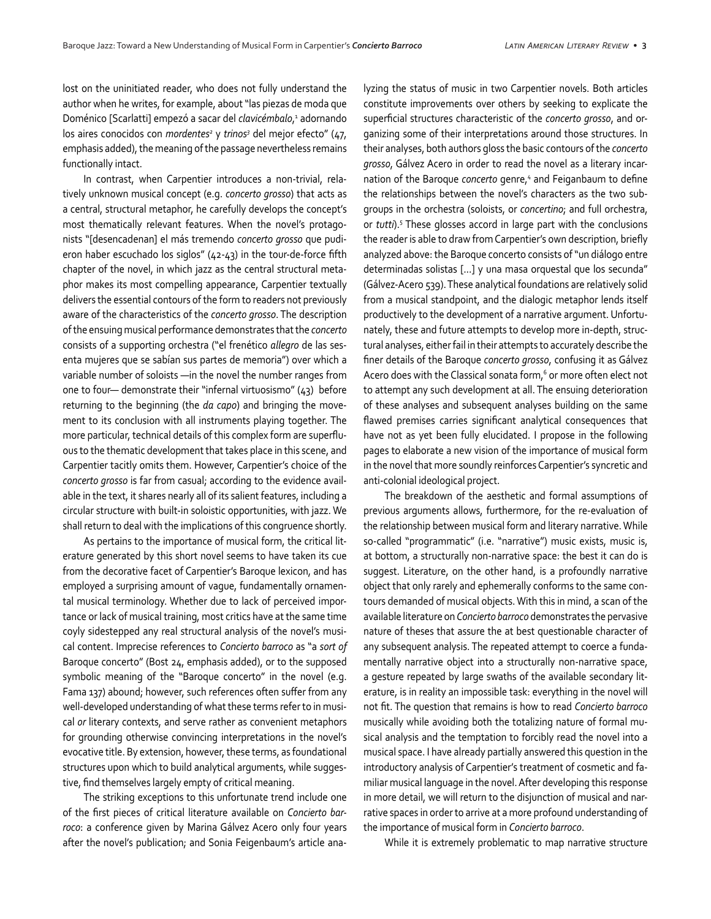lost on the uninitiated reader, who does not fully understand the author when he writes, for example, about "las piezas de moda que Doménico [Scarlatti] empezó a sacar del *clavicémbalo*,[1] adornando los aires conocidos con *mordentes*[2] y *trinos*[3] del mejor efecto" (47, emphasis added), the meaning of the passage nevertheless remains functionally intact.

In contrast, when Carpentier introduces a non-trivial, relatively unknown musical concept (e.g. *concerto grosso*) that acts as a central, structural metaphor, he carefully develops the concept's most thematically relevant features. When the novel's protagonists "[desencadenan] el más tremendo *concerto grosso* que pudieron haber escuchado los siglos" (42-43) in the tour-de-force fifth chapter of the novel, in which jazz as the central structural metaphor makes its most compelling appearance, Carpentier textually delivers the essential contours of the form to readers not previously aware of the characteristics of the *concerto grosso*. The description of the ensuing musical performance demonstrates that the *concerto* consists of a supporting orchestra ("el frenético *allegro* de las sesenta mujeres que se sabían sus partes de memoria") over which a variable number of soloists —in the novel the number ranges from one to four— demonstrate their "infernal virtuosismo" (43) before returning to the beginning (the *da capo*) and bringing the movement to its conclusion with all instruments playing together. The more particular, technical details of this complex form are superfluous to the thematic development that takes place in this scene, and Carpentier tacitly omits them. However, Carpentier's choice of the *concerto grosso* is far from casual; according to the evidence available in the text, it shares nearly all of its salient features, including a circular structure with built-in soloistic opportunities, with jazz. We shall return to deal with the implications of this congruence shortly.

As pertains to the importance of musical form, the critical literature generated by this short novel seems to have taken its cue from the decorative facet of Carpentier's Baroque lexicon, and has employed a surprising amount of vague, fundamentally ornamental musical terminology. Whether due to lack of perceived importance or lack of musical training, most critics have at the same time coyly sidestepped any real structural analysis of the novel's musical content. Imprecise references to *Concierto barroco* as "a *sort of* Baroque concerto" (Bost 24, emphasis added), or to the supposed symbolic meaning of the "Baroque concerto" in the novel (e.g. Fama 137) abound; however, such references often suffer from any well-developed understanding of what these terms refer to in musical *or* literary contexts, and serve rather as convenient metaphors for grounding otherwise convincing interpretations in the novel's evocative title. By extension, however, these terms, as foundational structures upon which to build analytical arguments, while suggestive, find themselves largely empty of critical meaning.

The striking exceptions to this unfortunate trend include one of the first pieces of critical literature available on *Concierto barroco*: a conference given by Marina Gálvez Acero only four years after the novel's publication; and Sonia Feigenbaum's article analyzing the status of music in two Carpentier novels. Both articles constitute improvements over others by seeking to explicate the superficial structures characteristic of the *concerto grosso*, and organizing some of their interpretations around those structures. In their analyses, both authors gloss the basic contours of the *concerto grosso*, Gálvez Acero in order to read the novel as a literary incarnation of the Baroque *concerto* genre,[4] and Feiganbaum to define the relationships between the novel's characters as the two subgroups in the orchestra (soloists, or *concertino*; and full orchestra, or *tutti*).[5] These glosses accord in large part with the conclusions the reader is able to draw from Carpentier's own description, briefly analyzed above: the Baroque concerto consists of "un diálogo entre determinadas solistas [...] y una masa orquestal que los secunda" (Gálvez-Acero 539). These analytical foundations are relatively solid from a musical standpoint, and the dialogic metaphor lends itself productively to the development of a narrative argument. Unfortunately, these and future attempts to develop more in-depth, structural analyses, either fail in their attempts to accurately describe the finer details of the Baroque *concerto grosso*, confusing it as Gálvez Acero does with the Classical sonata form,[6] or more often elect not to attempt any such development at all. The ensuing deterioration of these analyses and subsequent analyses building on the same flawed premises carries significant analytical consequences that have not as yet been fully elucidated. I propose in the following pages to elaborate a new vision of the importance of musical form in the novel that more soundly reinforces Carpentier's syncretic and anti-colonial ideological project.

The breakdown of the aesthetic and formal assumptions of previous arguments allows, furthermore, for the re-evaluation of the relationship between musical form and literary narrative. While so-called "programmatic" (i.e. "narrative") music exists, music is, at bottom, a structurally non-narrative space: the best it can do is suggest. Literature, on the other hand, is a profoundly narrative object that only rarely and ephemerally conforms to the same contours demanded of musical objects. With this in mind, a scan of the available literature on *Concierto barroco* demonstrates the pervasive nature of theses that assure the at best questionable character of any subsequent analysis. The repeated attempt to coerce a fundamentally narrative object into a structurally non-narrative space, a gesture repeated by large swaths of the available secondary literature, is in reality an impossible task: everything in the novel will not fit. The question that remains is how to read *Concierto barroco* musically while avoiding both the totalizing nature of formal musical analysis and the temptation to forcibly read the novel into a musical space. I have already partially answered this question in the introductory analysis of Carpentier's treatment of cosmetic and familiar musical language in the novel. After developing this response in more detail, we will return to the disjunction of musical and narrative spaces in order to arrive at a more profound understanding of the importance of musical form in *Concierto barroco*.

While it is extremely problematic to map narrative structure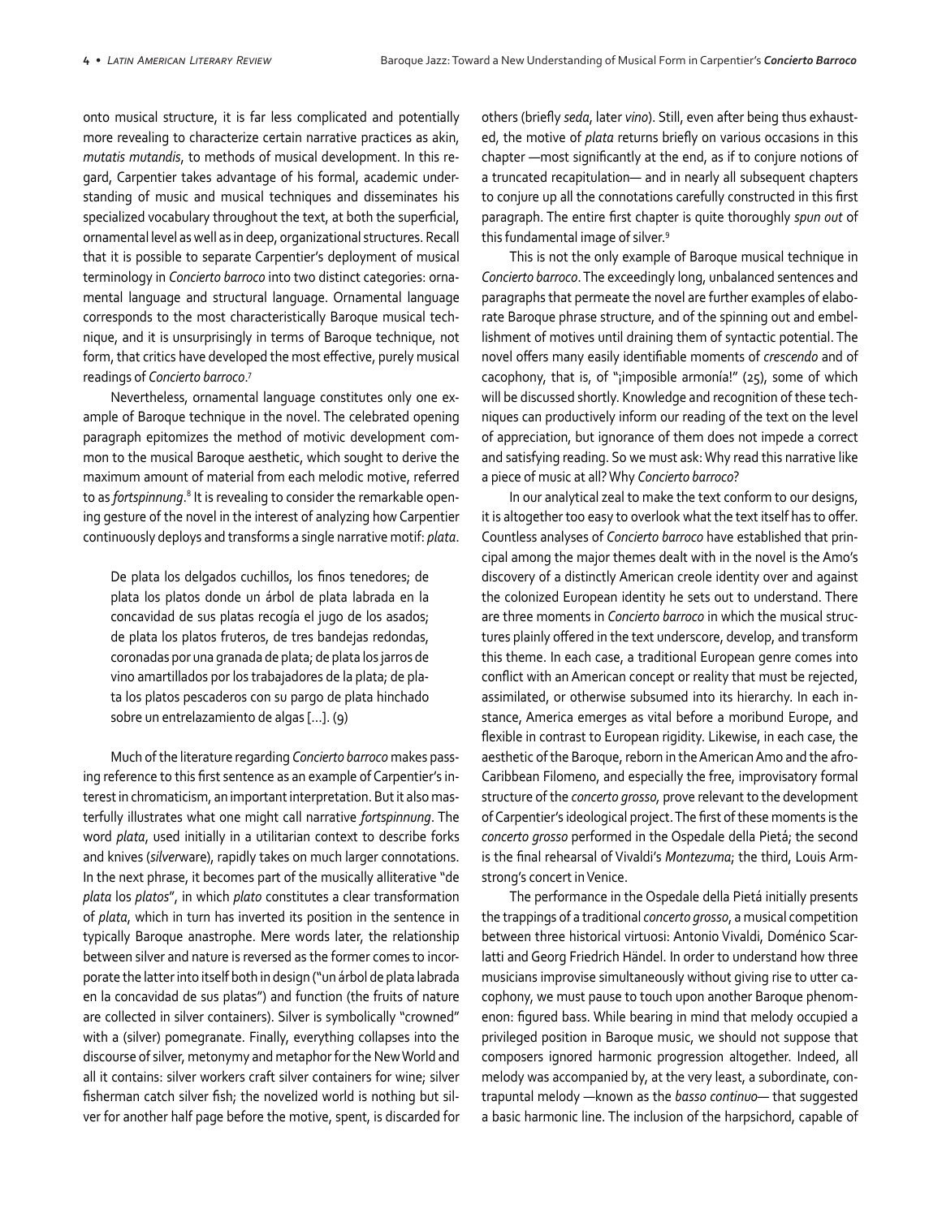onto musical structure, it is far less complicated and potentially more revealing to characterize certain narrative practices as akin, *mutatis mutandis*, to methods of musical development. In this regard, Carpentier takes advantage of his formal, academic understanding of music and musical techniques and disseminates his specialized vocabulary throughout the text, at both the superficial, ornamental level as well as in deep, organizational structures. Recall that it is possible to separate Carpentier's deployment of musical terminology in *Concierto barroco* into two distinct categories: ornamental language and structural language. Ornamental language corresponds to the most characteristically Baroque musical technique, and it is unsurprisingly in terms of Baroque technique, not form, that critics have developed the most effective, purely musical readings of *Concierto barroco*.[7]

Nevertheless, ornamental language constitutes only one example of Baroque technique in the novel. The celebrated opening paragraph epitomizes the method of motivic development common to the musical Baroque aesthetic, which sought to derive the maximum amount of material from each melodic motive, referred to as *fortspinnung*.[8] It is revealing to consider the remarkable opening gesture of the novel in the interest of analyzing how Carpentier continuously deploys and transforms a single narrative motif: *plata*.

> De plata los delgados cuchillos, los finos tenedores; de plata los platos donde un árbol de plata labrada en la concavidad de sus platas recogía el jugo de los asados; de plata los platos fruteros, de tres bandejas redondas, coronadas por una granada de plata; de plata los jarros de vino amartillados por los trabajadores de la plata; de plata los platos pescaderos con su pargo de plata hinchado sobre un entrelazamiento de algas [...]. (9)

Much of the literature regarding *Concierto barroco* makes passing reference to this first sentence as an example of Carpentier's interest in chromaticism, an important interpretation. But it also masterfully illustrates what one might call narrative *fortspinnung*. The word *plata*, used initially in a utilitarian context to describe forks and knives (*silver*ware), rapidly takes on much larger connotations. In the next phrase, it becomes part of the musically alliterative "de *plata* los *platos*", in which *plato* constitutes a clear transformation of *plata*, which in turn has inverted its position in the sentence in typically Baroque anastrophe. Mere words later, the relationship between silver and nature is reversed as the former comes to incorporate the latter into itself both in design ("un árbol de plata labrada en la concavidad de sus platas") and function (the fruits of nature are collected in silver containers). Silver is symbolically "crowned" with a (silver) pomegranate. Finally, everything collapses into the discourse of silver, metonymy and metaphor for the New World and all it contains: silver workers craft silver containers for wine; silver fisherman catch silver fish; the novelized world is nothing but silver for another half page before the motive, spent, is discarded for others (briefly *seda*, later *vino*). Still, even after being thus exhausted, the motive of *plata* returns briefly on various occasions in this chapter —most significantly at the end, as if to conjure notions of a truncated recapitulation— and in nearly all subsequent chapters to conjure up all the connotations carefully constructed in this first paragraph. The entire first chapter is quite thoroughly *spun out* of this fundamental image of silver.[9]

This is not the only example of Baroque musical technique in *Concierto barroco*. The exceedingly long, unbalanced sentences and paragraphs that permeate the novel are further examples of elaborate Baroque phrase structure, and of the spinning out and embellishment of motives until draining them of syntactic potential. The novel offers many easily identifiable moments of *crescendo* and of cacophony, that is, of "¡imposible armonía!" (25), some of which will be discussed shortly. Knowledge and recognition of these techniques can productively inform our reading of the text on the level of appreciation, but ignorance of them does not impede a correct and satisfying reading. So we must ask: Why read this narrative like a piece of music at all? Why *Concierto barroco*?

In our analytical zeal to make the text conform to our designs, it is altogether too easy to overlook what the text itself has to offer. Countless analyses of *Concierto barroco* have established that principal among the major themes dealt with in the novel is the Amo's discovery of a distinctly American creole identity over and against the colonized European identity he sets out to understand. There are three moments in *Concierto barroco* in which the musical structures plainly offered in the text underscore, develop, and transform this theme. In each case, a traditional European genre comes into conflict with an American concept or reality that must be rejected, assimilated, or otherwise subsumed into its hierarchy. In each instance, America emerges as vital before a moribund Europe, and flexible in contrast to European rigidity. Likewise, in each case, the aesthetic of the Baroque, reborn in the American Amo and the afro-Caribbean Filomeno, and especially the free, improvisatory formal structure of the *concerto grosso*, prove relevant to the development of Carpentier's ideological project. The first of these moments is the *concerto grosso* performed in the Ospedale della Pietá; the second is the final rehearsal of Vivaldi's *Montezuma*; the third, Louis Armstrong's concert in Venice.

The performance in the Ospedale della Pietá initially presents the trappings of a traditional *concerto grosso*, a musical competition between three historical virtuosi: Antonio Vivaldi, Doménico Scarlatti and Georg Friedrich Händel. In order to understand how three musicians improvise simultaneously without giving rise to utter cacophony, we must pause to touch upon another Baroque phenomenon: figured bass. While bearing in mind that melody occupied a privileged position in Baroque music, we should not suppose that composers ignored harmonic progression altogether. Indeed, all melody was accompanied by, at the very least, a subordinate, contrapuntal melody —known as the *basso continuo*— that suggested a basic harmonic line. The inclusion of the harpsichord, capable of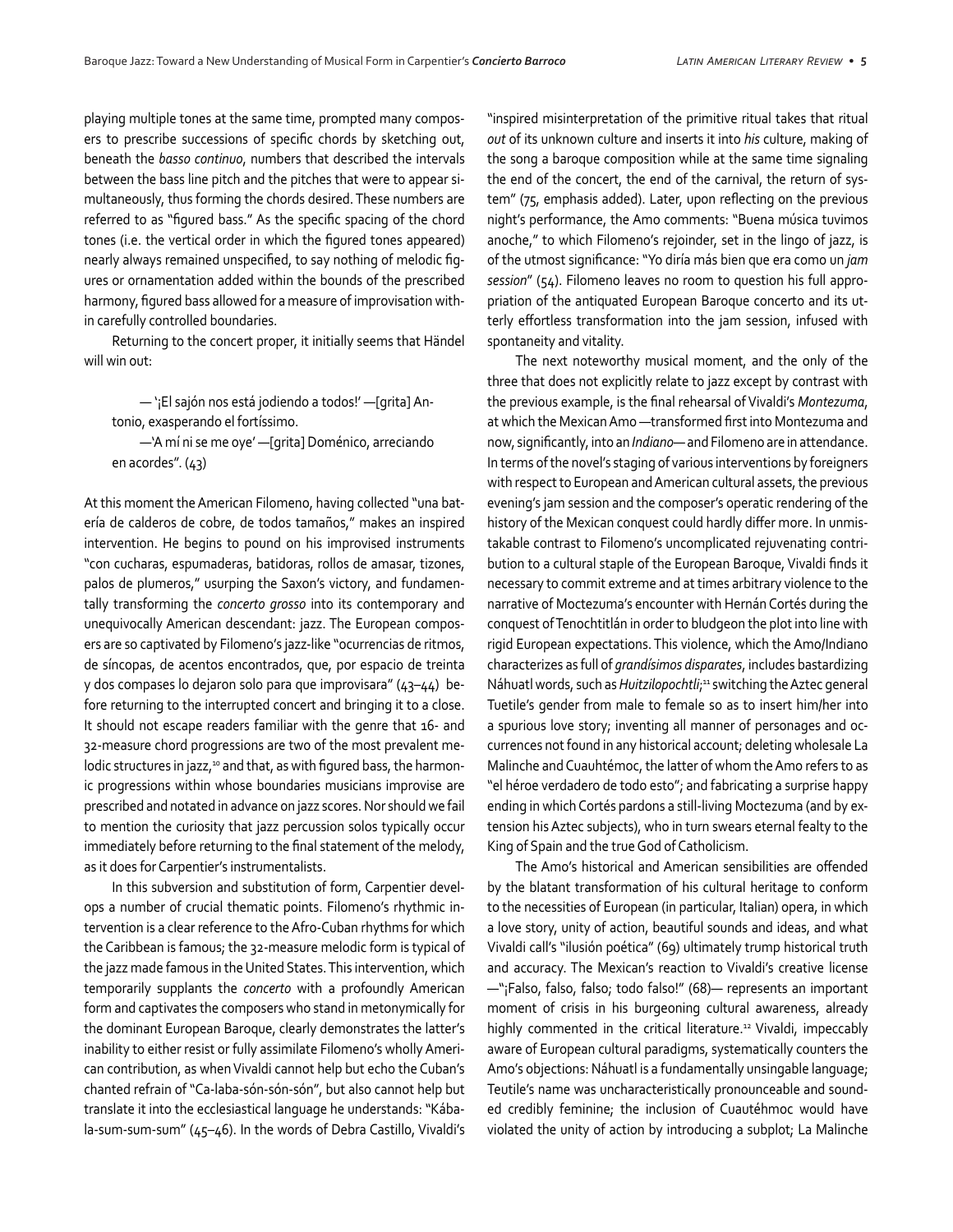playing multiple tones at the same time, prompted many composers to prescribe successions of specific chords by sketching out, beneath the *basso continuo*, numbers that described the intervals between the bass line pitch and the pitches that were to appear simultaneously, thus forming the chords desired. These numbers are referred to as "figured bass." As the specific spacing of the chord tones (i.e. the vertical order in which the figured tones appeared) nearly always remained unspecified, to say nothing of melodic figures or ornamentation added within the bounds of the prescribed harmony, figured bass allowed for a measure of improvisation within carefully controlled boundaries.

Returning to the concert proper, it initially seems that Händel will win out:

> — '¡El sajón nos está jodiendo a todos!' —[grita] Antonio, exasperando el fortíssimo.
>
> —'A mí ni se me oye' —[grita] Doménico, arreciando en acordes". (43)

At this moment the American Filomeno, having collected "una batería de calderos de cobre, de todos tamaños," makes an inspired intervention. He begins to pound on his improvised instruments "con cucharas, espumaderas, batidoras, rollos de amasar, tizones, palos de plumeros," usurping the Saxon's victory, and fundamentally transforming the *concerto grosso* into its contemporary and unequivocally American descendant: jazz. The European composers are so captivated by Filomeno's jazz-like "ocurrencias de ritmos, de síncopas, de acentos encontrados, que, por espacio de treinta y dos compases lo dejaron solo para que improvisara" (43–44) before returning to the interrupted concert and bringing it to a close. It should not escape readers familiar with the genre that 16- and 32-measure chord progressions are two of the most prevalent melodic structures in jazz,[10] and that, as with figured bass, the harmonic progressions within whose boundaries musicians improvise are prescribed and notated in advance on jazz scores. Nor should we fail to mention the curiosity that jazz percussion solos typically occur immediately before returning to the final statement of the melody, as it does for Carpentier's instrumentalists.

In this subversion and substitution of form, Carpentier develops a number of crucial thematic points. Filomeno's rhythmic intervention is a clear reference to the Afro-Cuban rhythms for which the Caribbean is famous; the 32-measure melodic form is typical of the jazz made famous in the United States. This intervention, which temporarily supplants the *concerto* with a profoundly American form and captivates the composers who stand in metonymically for the dominant European Baroque, clearly demonstrates the latter's inability to either resist or fully assimilate Filomeno's wholly American contribution, as when Vivaldi cannot help but echo the Cuban's chanted refrain of "Ca-laba-són-són-són", but also cannot help but translate it into the ecclesiastical language he understands: "Kábala-sum-sum-sum" (45–46). In the words of Debra Castillo, Vivaldi's "inspired misinterpretation of the primitive ritual takes that ritual *out* of its unknown culture and inserts it into *his* culture, making of the song a baroque composition while at the same time signaling the end of the concert, the end of the carnival, the return of system" (75, emphasis added). Later, upon reflecting on the previous night's performance, the Amo comments: "Buena música tuvimos anoche," to which Filomeno's rejoinder, set in the lingo of jazz, is of the utmost significance: "Yo diría más bien que era como un *jam session*" (54). Filomeno leaves no room to question his full appropriation of the antiquated European Baroque concerto and its utterly effortless transformation into the jam session, infused with spontaneity and vitality.

The next noteworthy musical moment, and the only of the three that does not explicitly relate to jazz except by contrast with the previous example, is the final rehearsal of Vivaldi's *Montezuma*, at which the Mexican Amo —transformed first into Montezuma and now, significantly, into an *Indiano*— and Filomeno are in attendance. In terms of the novel's staging of various interventions by foreigners with respect to European and American cultural assets, the previous evening's jam session and the composer's operatic rendering of the history of the Mexican conquest could hardly differ more. In unmistakable contrast to Filomeno's uncomplicated rejuvenating contribution to a cultural staple of the European Baroque, Vivaldi finds it necessary to commit extreme and at times arbitrary violence to the narrative of Moctezuma's encounter with Hernán Cortés during the conquest of Tenochtitlán in order to bludgeon the plot into line with rigid European expectations. This violence, which the Amo/Indiano characterizes as full of *grandísimos disparates*, includes bastardizing Náhuatl words, such as *Huitzilopochtli*;[11] switching the Aztec general Tuetile's gender from male to female so as to insert him/her into a spurious love story; inventing all manner of personages and occurrences not found in any historical account; deleting wholesale La Malinche and Cuauhtémoc, the latter of whom the Amo refers to as "el héroe verdadero de todo esto"; and fabricating a surprise happy ending in which Cortés pardons a still-living Moctezuma (and by extension his Aztec subjects), who in turn swears eternal fealty to the King of Spain and the true God of Catholicism.

The Amo's historical and American sensibilities are offended by the blatant transformation of his cultural heritage to conform to the necessities of European (in particular, Italian) opera, in which a love story, unity of action, beautiful sounds and ideas, and what Vivaldi call's "ilusión poética" (69) ultimately trump historical truth and accuracy. The Mexican's reaction to Vivaldi's creative license —"¡Falso, falso, falso; todo falso!" (68)— represents an important moment of crisis in his burgeoning cultural awareness, already highly commented in the critical literature.[12] Vivaldi, impeccably aware of European cultural paradigms, systematically counters the Amo's objections: Náhuatl is a fundamentally unsingable language; Teutile's name was uncharacteristically pronounceable and sounded credibly feminine; the inclusion of Cuautéhmoc would have violated the unity of action by introducing a subplot; La Malinche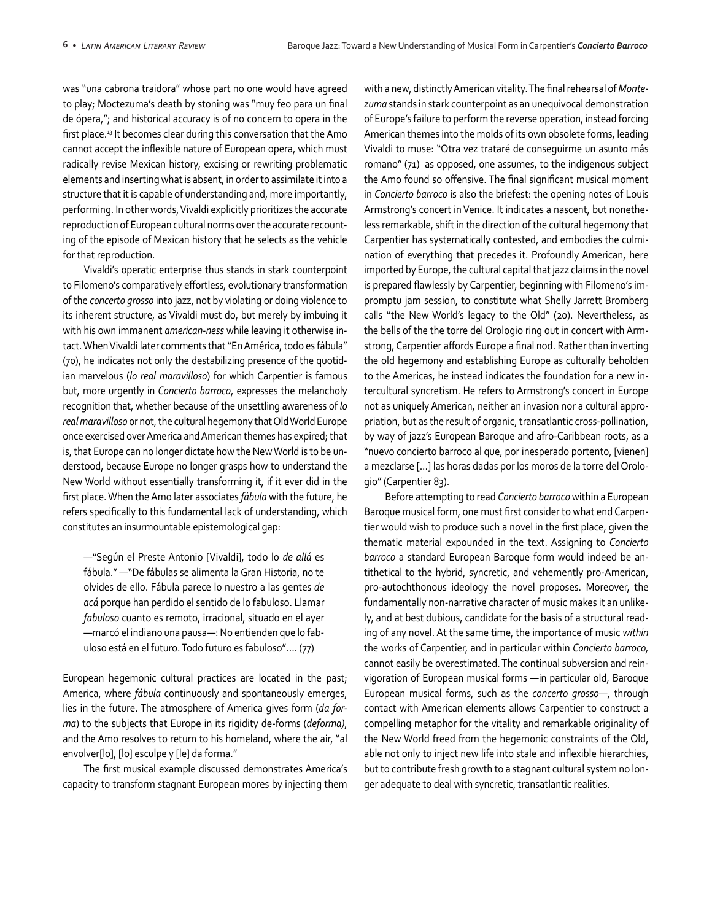was "una cabrona traidora" whose part no one would have agreed to play; Moctezuma's death by stoning was "muy feo para un final de ópera,"; and historical accuracy is of no concern to opera in the first place.[13] It becomes clear during this conversation that the Amo cannot accept the inflexible nature of European opera, which must radically revise Mexican history, excising or rewriting problematic elements and inserting what is absent, in order to assimilate it into a structure that it is capable of understanding and, more importantly, performing. In other words, Vivaldi explicitly prioritizes the accurate reproduction of European cultural norms over the accurate recounting of the episode of Mexican history that he selects as the vehicle for that reproduction.

Vivaldi's operatic enterprise thus stands in stark counterpoint to Filomeno's comparatively effortless, evolutionary transformation of the *concerto grosso* into jazz, not by violating or doing violence to its inherent structure, as Vivaldi must do, but merely by imbuing it with his own immanent *american-ness* while leaving it otherwise intact. When Vivaldi later comments that "En América, todo es fábula" (70), he indicates not only the destabilizing presence of the quotidian marvelous (*lo real maravilloso*) for which Carpentier is famous but, more urgently in *Concierto barroco*, expresses the melancholy recognition that, whether because of the unsettling awareness of *lo real maravilloso* or not, the cultural hegemony that Old World Europe once exercised over America and American themes has expired; that is, that Europe can no longer dictate how the New World is to be understood, because Europe no longer grasps how to understand the New World without essentially transforming it, if it ever did in the first place. When the Amo later associates *fábula* with the future, he refers specifically to this fundamental lack of understanding, which constitutes an insurmountable epistemological gap:

> —"Según el Preste Antonio [Vivaldi], todo lo *de allá* es fábula." —"De fábulas se alimenta la Gran Historia, no te olvides de ello. Fábula parece lo nuestro a las gentes *de acá* porque han perdido el sentido de lo fabuloso. Llamar *fabuloso* cuanto es remoto, irracional, situado en el ayer —marcó el indiano una pausa—: No entienden que lo fabuloso está en el futuro. Todo futuro es fabuloso"…. (77)

European hegemonic cultural practices are located in the past; America, where *fábula* continuously and spontaneously emerges, lies in the future. The atmosphere of America gives form (*da forma*) to the subjects that Europe in its rigidity de-forms (*deforma)*, and the Amo resolves to return to his homeland, where the air, "al envolver[lo], [lo] esculpe y [le] da forma."

The first musical example discussed demonstrates America's capacity to transform stagnant European mores by injecting them with a new, distinctly American vitality. The final rehearsal of *Montezuma* stands in stark counterpoint as an unequivocal demonstration of Europe's failure to perform the reverse operation, instead forcing American themes into the molds of its own obsolete forms, leading Vivaldi to muse: "Otra vez trataré de conseguirme un asunto más romano" (71) as opposed, one assumes, to the indigenous subject the Amo found so offensive. The final significant musical moment in *Concierto barroco* is also the briefest: the opening notes of Louis Armstrong's concert in Venice. It indicates a nascent, but nonetheless remarkable, shift in the direction of the cultural hegemony that Carpentier has systematically contested, and embodies the culmination of everything that precedes it. Profoundly American, here imported by Europe, the cultural capital that jazz claims in the novel is prepared flawlessly by Carpentier, beginning with Filomeno's impromptu jam session, to constitute what Shelly Jarrett Bromberg calls "the New World's legacy to the Old" (20). Nevertheless, as the bells of the the torre del Orologio ring out in concert with Armstrong, Carpentier affords Europe a final nod. Rather than inverting the old hegemony and establishing Europe as culturally beholden to the Americas, he instead indicates the foundation for a new intercultural syncretism. He refers to Armstrong's concert in Europe not as uniquely American, neither an invasion nor a cultural appropriation, but as the result of organic, transatlantic cross-pollination, by way of jazz's European Baroque and afro-Caribbean roots, as a "nuevo concierto barroco al que, por inesperado portento, [vienen] a mezclarse […] las horas dadas por los moros de la torre del Orologio" (Carpentier 83).

Before attempting to read *Concierto barroco* within a European Baroque musical form, one must first consider to what end Carpentier would wish to produce such a novel in the first place, given the thematic material expounded in the text. Assigning to *Concierto barroco* a standard European Baroque form would indeed be antithetical to the hybrid, syncretic, and vehemently pro-American, pro-autochthonous ideology the novel proposes. Moreover, the fundamentally non-narrative character of music makes it an unlikely, and at best dubious, candidate for the basis of a structural reading of any novel. At the same time, the importance of music *within* the works of Carpentier, and in particular within *Concierto barroco,* cannot easily be overestimated. The continual subversion and reinvigoration of European musical forms —in particular old, Baroque European musical forms, such as the *concerto grosso*—, through contact with American elements allows Carpentier to construct a compelling metaphor for the vitality and remarkable originality of the New World freed from the hegemonic constraints of the Old, able not only to inject new life into stale and inflexible hierarchies, but to contribute fresh growth to a stagnant cultural system no longer adequate to deal with syncretic, transatlantic realities.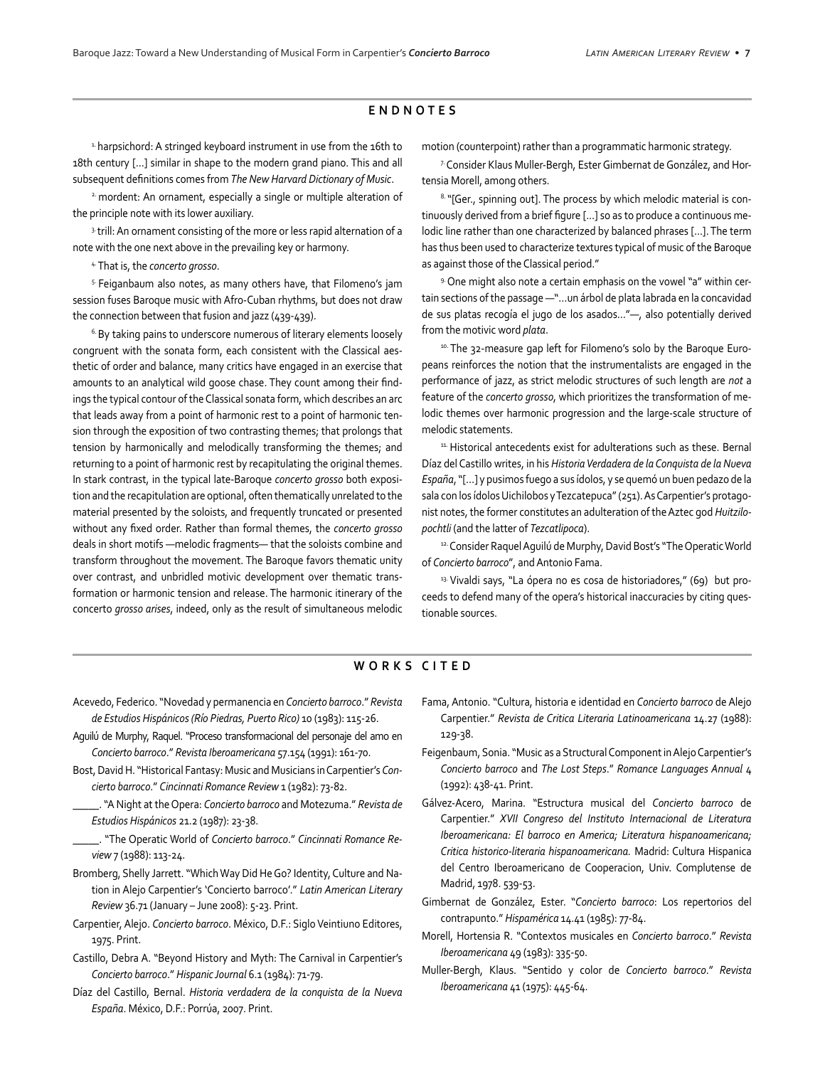## ENDNOTES

[1] harpsichord: A stringed keyboard instrument in use from the 16th to 18th century [...] similar in shape to the modern grand piano. This and all subsequent definitions comes from *The New Harvard Dictionary of Music*.

[2] mordent: An ornament, especially a single or multiple alteration of the principle note with its lower auxiliary.

[3] trill: An ornament consisting of the more or less rapid alternation of a note with the one next above in the prevailing key or harmony.

[4] That is, the *concerto grosso*.

[5] Feiganbaum also notes, as many others have, that Filomeno's jam session fuses Baroque music with Afro-Cuban rhythms, but does not draw the connection between that fusion and jazz (439-439).

[6] By taking pains to underscore numerous of literary elements loosely congruent with the sonata form, each consistent with the Classical aesthetic of order and balance, many critics have engaged in an exercise that amounts to an analytical wild goose chase. They count among their findings the typical contour of the Classical sonata form, which describes an arc that leads away from a point of harmonic rest to a point of harmonic tension through the exposition of two contrasting themes; that prolongs that tension by harmonically and melodically transforming the themes; and returning to a point of harmonic rest by recapitulating the original themes. In stark contrast, in the typical late-Baroque *concerto grosso* both exposition and the recapitulation are optional, often thematically unrelated to the material presented by the soloists, and frequently truncated or presented without any fixed order. Rather than formal themes, the *concerto grosso* deals in short motifs —melodic fragments— that the soloists combine and transform throughout the movement. The Baroque favors thematic unity over contrast, and unbridled motivic development over thematic transformation or harmonic tension and release. The harmonic itinerary of the concerto *grosso arises*, indeed, only as the result of simultaneous melodic motion (counterpoint) rather than a programmatic harmonic strategy.

[7] Consider Klaus Muller-Bergh, Ester Gimbernat de González, and Hortensia Morell, among others.

[8] "[Ger., spinning out]. The process by which melodic material is continuously derived from a brief figure [...] so as to produce a continuous melodic line rather than one characterized by balanced phrases [...]. The term has thus been used to characterize textures typical of music of the Baroque as against those of the Classical period."

[9] One might also note a certain emphasis on the vowel "a" within certain sections of the passage —"...un árbol de plata labrada en la concavidad de sus platas recogía el jugo de los asados..."—, also potentially derived from the motivic word *plata*.

[10] The 32-measure gap left for Filomeno's solo by the Baroque Europeans reinforces the notion that the instrumentalists are engaged in the performance of jazz, as strict melodic structures of such length are *not* a feature of the *concerto grosso*, which prioritizes the transformation of melodic themes over harmonic progression and the large-scale structure of melodic statements.

[11] Historical antecedents exist for adulterations such as these. Bernal Díaz del Castillo writes, in his *Historia Verdadera de la Conquista de la Nueva España*, "[...] y pusimos fuego a sus ídolos, y se quemó un buen pedazo de la sala con los ídolos Uichilobos y Tezcatepuca" (251). As Carpentier's protagonist notes, the former constitutes an adulteration of the Aztec god *Huitzilopochtli* (and the latter of *Tezcatlipoca*).

[12] Consider Raquel Aguilú de Murphy, David Bost's "The Operatic World of *Concierto barroco*", and Antonio Fama.

[13] Vivaldi says, "La ópera no es cosa de historiadores," (69) but proceeds to defend many of the opera's historical inaccuracies by citing questionable sources.

## WORKS CITED

Acevedo, Federico. "Novedad y permanencia en *Concierto barroco*." *Revista de Estudios Hispánicos (Río Piedras, Puerto Rico)* 10 (1983): 115-26.

Aguilú de Murphy, Raquel. "Proceso transformacional del personaje del amo en *Concierto barroco*." *Revista Iberoamericana* 57.154 (1991): 161-70.

Bost, David H. "Historical Fantasy: Music and Musicians in Carpentier's *Concierto barroco*." *Cincinnati Romance Review* 1 (1982): 73-82.

_____. "A Night at the Opera: *Concierto barroco* and Motezuma." *Revista de Estudios Hispánicos* 21.2 (1987): 23-38.

_____. "The Operatic World of *Concierto barroco*." *Cincinnati Romance Review* 7 (1988): 113-24.

Bromberg, Shelly Jarrett. "Which Way Did He Go? Identity, Culture and Nation in Alejo Carpentier's 'Concierto barroco'." *Latin American Literary Review* 36.71 (January – June 2008): 5-23. Print.

Carpentier, Alejo. *Concierto barroco*. México, D.F.: Siglo Veintiuno Editores, 1975. Print.

Castillo, Debra A. "Beyond History and Myth: The Carnival in Carpentier's *Concierto barroco*." *Hispanic Journal* 6.1 (1984): 71-79.

Díaz del Castillo, Bernal. *Historia verdadera de la conquista de la Nueva España*. México, D.F.: Porrúa, 2007. Print.

Fama, Antonio. "Cultura, historia e identidad en *Concierto barroco* de Alejo Carpentier." *Revista de Critica Literaria Latinoamericana* 14.27 (1988): 129-38.

Feigenbaum, Sonia. "Music as a Structural Component in Alejo Carpentier's *Concierto barroco* and *The Lost Steps*." *Romance Languages Annual* 4 (1992): 438-41. Print.

Gálvez-Acero, Marina. "Estructura musical del *Concierto barroco* de Carpentier." *XVII Congreso del Instituto Internacional de Literatura Iberoamericana: El barroco en America; Literatura hispanoamericana; Critica historico-literaria hispanoamericana.* Madrid: Cultura Hispanica del Centro Iberoamericano de Cooperacion, Univ. Complutense de Madrid, 1978. 539-53.

Gimbernat de González, Ester. "*Concierto barroco*: Los repertorios del contrapunto." *Hispamérica* 14.41 (1985): 77-84.

Morell, Hortensia R. "Contextos musicales en *Concierto barroco*." *Revista Iberoamericana* 49 (1983): 335-50.

Muller-Bergh, Klaus. "Sentido y color de *Concierto barroco*." *Revista Iberoamericana* 41 (1975): 445-64.